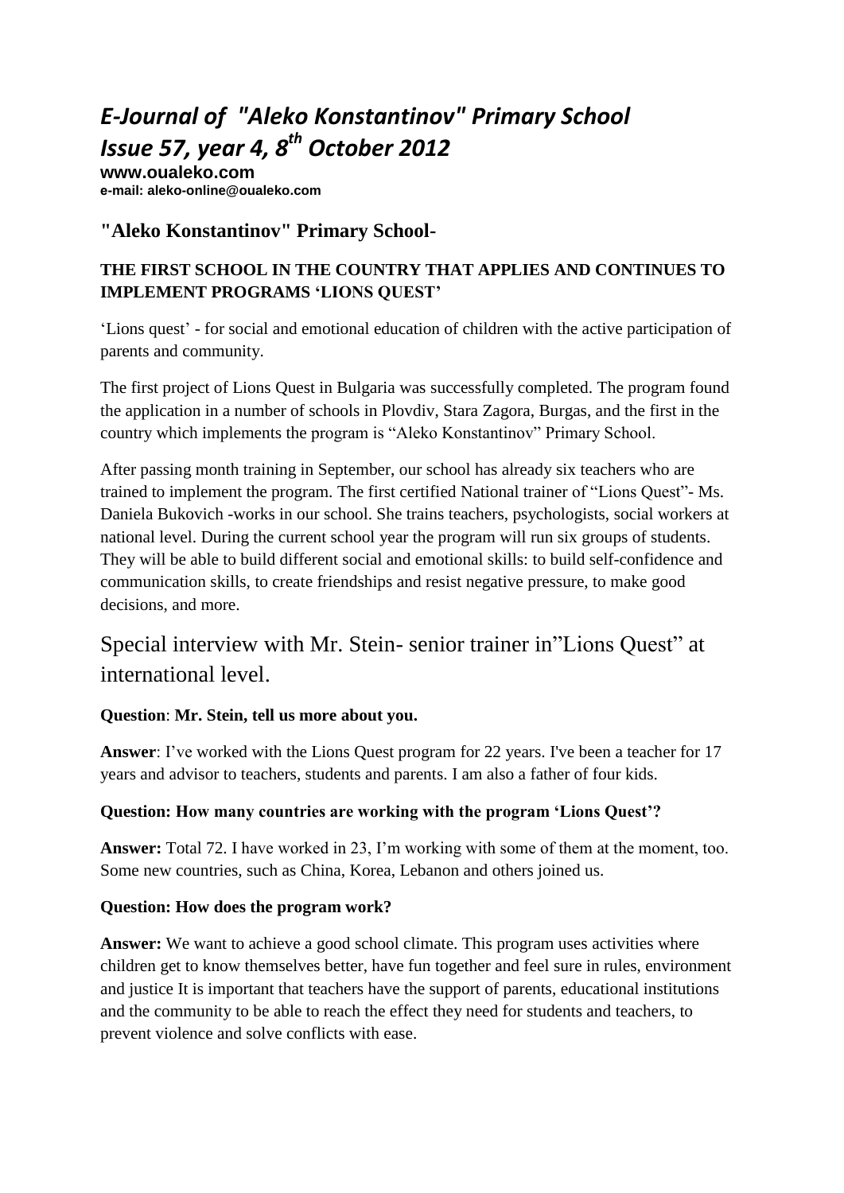# *E-Journal of "Aleko Konstantinov" Primary School*
# *Issue 57, year 4, 8th October 2012*

**www.oualeko.com**
**e-mail: aleko-online@oualeko.com**

## "Aleko Konstantinov" Primary School-

### THE FIRST SCHOOL IN THE COUNTRY THAT APPLIES AND CONTINUES TO IMPLEMENT PROGRAMS 'LIONS QUEST'

'Lions quest' - for social and emotional education of children with the active participation of parents and community.

The first project of Lions Quest in Bulgaria was successfully completed. The program found the application in a number of schools in Plovdiv, Stara Zagora, Burgas, and the first in the country which implements the program is "Aleko Konstantinov" Primary School.

After passing month training in September, our school has already six teachers who are trained to implement the program. The first certified National trainer of "Lions Quest"- Ms. Daniela Bukovich -works in our school. She trains teachers, psychologists, social workers at national level. During the current school year the program will run six groups of students. They will be able to build different social and emotional skills: to build self-confidence and communication skills, to create friendships and resist negative pressure, to make good decisions, and more.

## Special interview with Mr. Stein- senior trainer in"Lions Quest" at international level.

**Question**: **Mr. Stein, tell us more about you.**

**Answer**: I've worked with the Lions Quest program for 22 years. I've been a teacher for 17 years and advisor to teachers, students and parents. I am also a father of four kids.

**Question: How many countries are working with the program 'Lions Quest'?**

**Answer:** Total 72. I have worked in 23, I'm working with some of them at the moment, too. Some new countries, such as China, Korea, Lebanon and others joined us.

**Question: How does the program work?**

**Answer:** We want to achieve a good school climate. This program uses activities where children get to know themselves better, have fun together and feel sure in rules, environment and justice It is important that teachers have the support of parents, educational institutions and the community to be able to reach the effect they need for students and teachers, to prevent violence and solve conflicts with ease.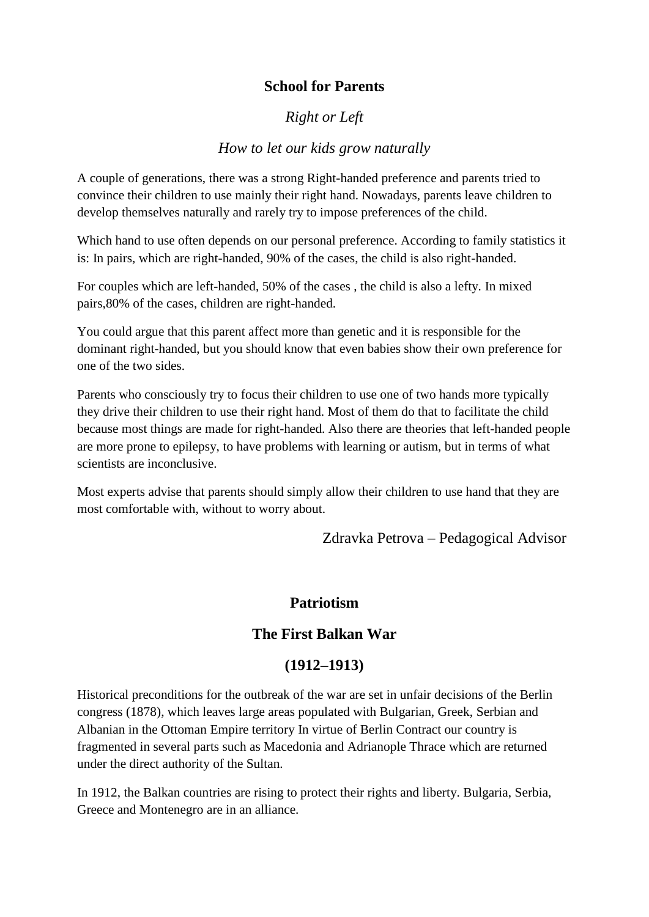## School for Parents

*Right or Left*

*How to let our kids grow naturally*

A couple of generations, there was a strong Right-handed preference and parents tried to convince their children to use mainly their right hand. Nowadays, parents leave children to develop themselves naturally and rarely try to impose preferences of the child.

Which hand to use often depends on our personal preference. According to family statistics it is: In pairs, which are right-handed, 90% of the cases, the child is also right-handed.

For couples which are left-handed, 50% of the cases , the child is also a lefty. In mixed pairs,80% of the cases, children are right-handed.

You could argue that this parent affect more than genetic and it is responsible for the dominant right-handed, but you should know that even babies show their own preference for one of the two sides.

Parents who consciously try to focus their children to use one of two hands more typically they drive their children to use their right hand. Most of them do that to facilitate the child because most things are made for right-handed. Also there are theories that left-handed people are more prone to epilepsy, to have problems with learning or autism, but in terms of what scientists are inconclusive.

Most experts advise that parents should simply allow their children to use hand that they are most comfortable with, without to worry about.

Zdravka Petrova – Pedagogical Advisor

## Patriotism

## The First Balkan War

## (1912–1913)

Historical preconditions for the outbreak of the war are set in unfair decisions of the Berlin congress (1878), which leaves large areas populated with Bulgarian, Greek, Serbian and Albanian in the Ottoman Empire territory In virtue of Berlin Contract our country is fragmented in several parts such as Macedonia and Adrianople Thrace which are returned under the direct authority of the Sultan.

In 1912, the Balkan countries are rising to protect their rights and liberty. Bulgaria, Serbia, Greece and Montenegro are in an alliance.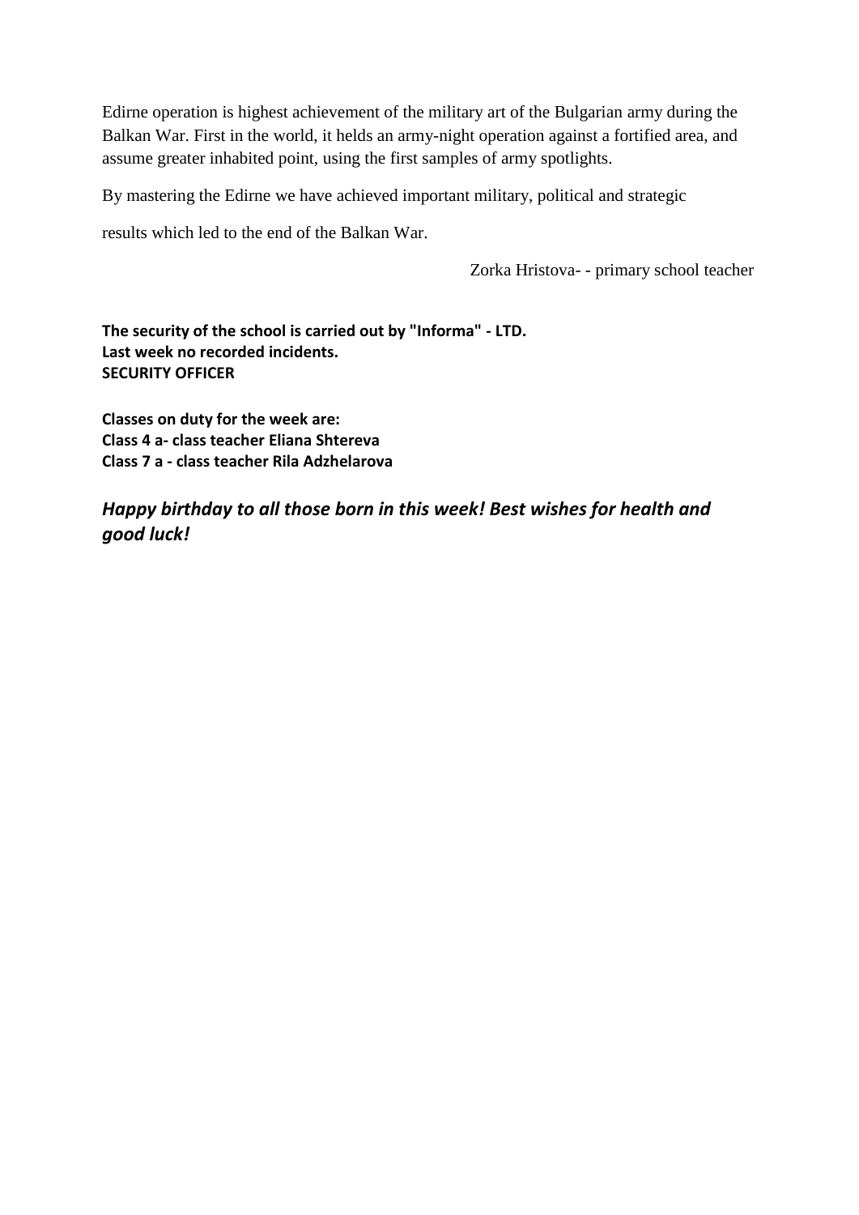Edirne operation is highest achievement of the military art of the Bulgarian army during the Balkan War. First in the world, it helds an army-night operation against a fortified area, and assume greater inhabited point, using the first samples of army spotlights.

By mastering the Edirne we have achieved important military, political and strategic

results which led to the end of the Balkan War.

Zorka Hristova- - primary school teacher

**The security of the school is carried out by "Informa" - LTD.**
**Last week no recorded incidents.**
**SECURITY OFFICER**

**Classes on duty for the week are:**
**Class 4 a- class teacher Eliana Shtereva**
**Class 7 a - class teacher Rila Adzhelarova**

***Happy birthday to all those born in this week! Best wishes for health and good luck!***